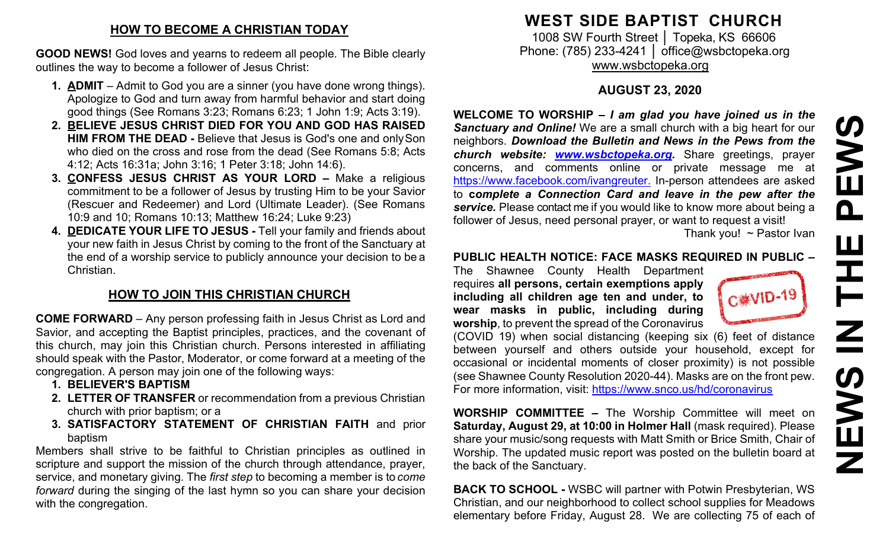## HOW TO BECOME A CHRISTIAN TODAY

**GOOD NEWS!** God loves and yearns to redeem all people. The Bible clearly outlines the way to become a follower of Jesus Christ:

1. **ADMIT** – Admit to God you are a sinner (you have done wrong things). Apologize to God and turn away from harmful behavior and start doing good things (See Romans 3:23; Romans 6:23; 1 John 1:9; Acts 3:19).
2. **BELIEVE JESUS CHRIST DIED FOR YOU AND GOD HAS RAISED HIM FROM THE DEAD -** Believe that Jesus is God's one and only Son who died on the cross and rose from the dead (See Romans 5:8; Acts 4:12; Acts 16:31a; John 3:16; 1 Peter 3:18; John 14:6).
3. **CONFESS JESUS CHRIST AS YOUR LORD –** Make a religious commitment to be a follower of Jesus by trusting Him to be your Savior (Rescuer and Redeemer) and Lord (Ultimate Leader). (See Romans 10:9 and 10; Romans 10:13; Matthew 16:24; Luke 9:23)
4. **DEDICATE YOUR LIFE TO JESUS -** Tell your family and friends about your new faith in Jesus Christ by coming to the front of the Sanctuary at the end of a worship service to publicly announce your decision to be a Christian.

## HOW TO JOIN THIS CHRISTIAN CHURCH

**COME FORWARD** – Any person professing faith in Jesus Christ as Lord and Savior, and accepting the Baptist principles, practices, and the covenant of this church, may join this Christian church. Persons interested in affiliating should speak with the Pastor, Moderator, or come forward at a meeting of the congregation. A person may join one of the following ways:

1. **BELIEVER'S BAPTISM**
2. **LETTER OF TRANSFER** or recommendation from a previous Christian church with prior baptism; or a
3. **SATISFACTORY STATEMENT OF CHRISTIAN FAITH** and prior baptism

Members shall strive to be faithful to Christian principles as outlined in scripture and support the mission of the church through attendance, prayer, service, and monetary giving. The *first step* to becoming a member is to *come forward* during the singing of the last hymn so you can share your decision with the congregation.

# WEST SIDE BAPTIST CHURCH

1008 SW Fourth Street │ Topeka, KS 66606
Phone: (785) 233-4241 │ office@wsbctopeka.org
www.wsbctopeka.org

### AUGUST 23, 2020

# NEWS IN THE PEWS

**WELCOME TO WORSHIP –** ***I am glad you have joined us in the Sanctuary and Online!*** We are a small church with a big heart for our neighbors. ***Download the Bulletin and News in the Pews from the church website: www.wsbctopeka.org.*** Share greetings, prayer concerns, and comments online or private message me at https://www.facebook.com/ivangreuter. In-person attendees are asked to ***complete a Connection Card and leave in the pew after the service.*** Please contact me if you would like to know more about being a follower of Jesus, need personal prayer, or want to request a visit!

Thank you! ~ Pastor Ivan

**PUBLIC HEALTH NOTICE: FACE MASKS REQUIRED IN PUBLIC –** The Shawnee County Health Department requires **all persons, certain exemptions apply including all children age ten and under, to wear masks in public, including during worship**, to prevent the spread of the Coronavirus (COVID 19) when social distancing (keeping six (6) feet of distance between yourself and others outside your household, except for occasional or incidental moments of closer proximity) is not possible (see Shawnee County Resolution 2020-44). Masks are on the front pew. For more information, visit: https://www.snco.us/hd/coronavirus

**WORSHIP COMMITTEE –** The Worship Committee will meet on **Saturday, August 29, at 10:00 in Holmer Hall** (mask required). Please share your music/song requests with Matt Smith or Brice Smith, Chair of Worship. The updated music report was posted on the bulletin board at the back of the Sanctuary.

**BACK TO SCHOOL -** WSBC will partner with Potwin Presbyterian, WS Christian, and our neighborhood to collect school supplies for Meadows elementary before Friday, August 28. We are collecting 75 of each of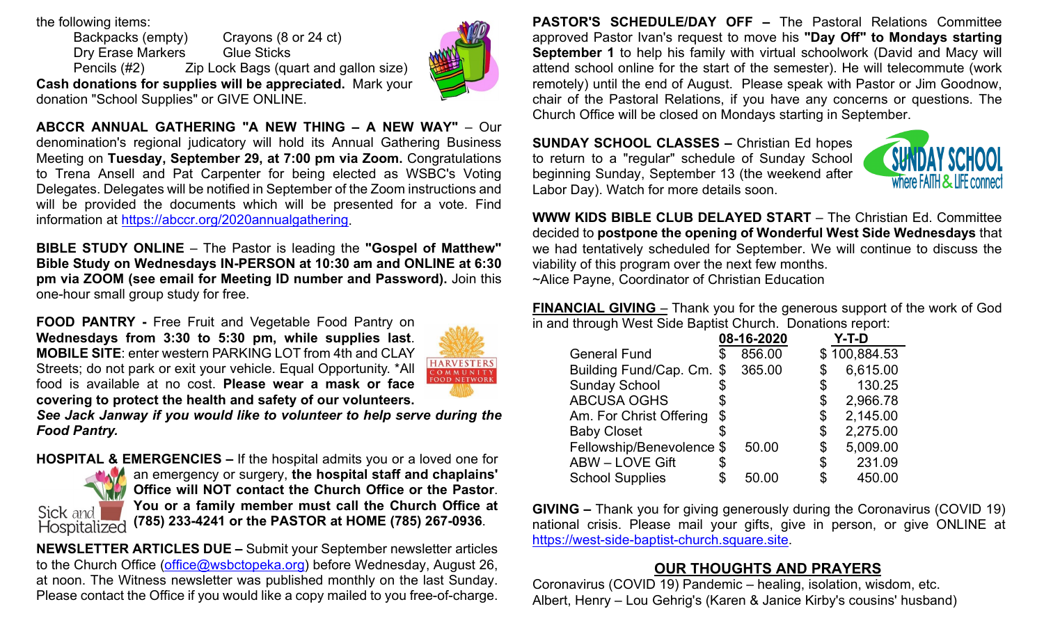the following items:

Backpacks (empty) Crayons (8 or 24 ct)
Dry Erase Markers Glue Sticks
Pencils (#2) Zip Lock Bags (quart and gallon size)

**Cash donations for supplies will be appreciated.** Mark your donation "School Supplies" or GIVE ONLINE.

**ABCCR ANNUAL GATHERING "A NEW THING – A NEW WAY"** – Our denomination's regional judicatory will hold its Annual Gathering Business Meeting on **Tuesday, September 29, at 7:00 pm via Zoom.** Congratulations to Trena Ansell and Pat Carpenter for being elected as WSBC's Voting Delegates. Delegates will be notified in September of the Zoom instructions and will be provided the documents which will be presented for a vote. Find information at https://abccr.org/2020annualgathering.

**BIBLE STUDY ONLINE** – The Pastor is leading the **"Gospel of Matthew" Bible Study on Wednesdays IN-PERSON at 10:30 am and ONLINE at 6:30 pm via ZOOM (see email for Meeting ID number and Password).** Join this one-hour small group study for free.

**FOOD PANTRY -** Free Fruit and Vegetable Food Pantry on **Wednesdays from 3:30 to 5:30 pm, while supplies last**. **MOBILE SITE**: enter western PARKING LOT from 4th and CLAY Streets; do not park or exit your vehicle. Equal Opportunity. *All food is available at no cost. **Please wear a mask or face covering to protect the health and safety of our volunteers.** ***See Jack Janway if you would like to volunteer to help serve during the Food Pantry.***

HARVESTERS COMMUNITY FOOD NETWORK

**HOSPITAL & EMERGENCIES –** If the hospital admits you or a loved one for an emergency or surgery, **the hospital staff and chaplains' Office will NOT contact the Church Office or the Pastor**. **You or a family member must call the Church Office at (785) 233-4241 or the PASTOR at HOME (785) 267-0936**.

Sick and Hospitalized

**NEWSLETTER ARTICLES DUE –** Submit your September newsletter articles to the Church Office (office@wsbctopeka.org) before Wednesday, August 26, at noon. The Witness newsletter was published monthly on the last Sunday. Please contact the Office if you would like a copy mailed to you free-of-charge.

**PASTOR'S SCHEDULE/DAY OFF –** The Pastoral Relations Committee approved Pastor Ivan's request to move his **"Day Off" to Mondays starting September 1** to help his family with virtual schoolwork (David and Macy will attend school online for the start of the semester). He will telecommute (work remotely) until the end of August. Please speak with Pastor or Jim Goodnow, chair of the Pastoral Relations, if you have any concerns or questions. The Church Office will be closed on Mondays starting in September.

**SUNDAY SCHOOL CLASSES –** Christian Ed hopes to return to a "regular" schedule of Sunday School beginning Sunday, September 13 (the weekend after Labor Day). Watch for more details soon.

SUNDAY SCHOOL where FAITH & LIFE connect

**WWW KIDS BIBLE CLUB DELAYED START** – The Christian Ed. Committee decided to **postpone the opening of Wonderful West Side Wednesdays** that we had tentatively scheduled for September. We will continue to discuss the viability of this program over the next few months.
~Alice Payne, Coordinator of Christian Education

**FINANCIAL GIVING** – Thank you for the generous support of the work of God in and through West Side Baptist Church. Donations report:

| | 08-16-2020 | Y-T-D |
|---|---|---|
| General Fund | $ 856.00 | $ 100,884.53 |
| Building Fund/Cap. Cm. | $ 365.00 | $ 6,615.00 |
| Sunday School | $ | $ 130.25 |
| ABCUSA OGHS | $ | $ 2,966.78 |
| Am. For Christ Offering | $ | $ 2,145.00 |
| Baby Closet | $ | $ 2,275.00 |
| Fellowship/Benevolence | $ 50.00 | $ 5,009.00 |
| ABW – LOVE Gift | $ | $ 231.09 |
| School Supplies | $ 50.00 | $ 450.00 |

**GIVING –** Thank you for giving generously during the Coronavirus (COVID 19) national crisis. Please mail your gifts, give in person, or give ONLINE at https://west-side-baptist-church.square.site.

## OUR THOUGHTS AND PRAYERS

Coronavirus (COVID 19) Pandemic – healing, isolation, wisdom, etc.
Albert, Henry – Lou Gehrig's (Karen & Janice Kirby's cousins' husband)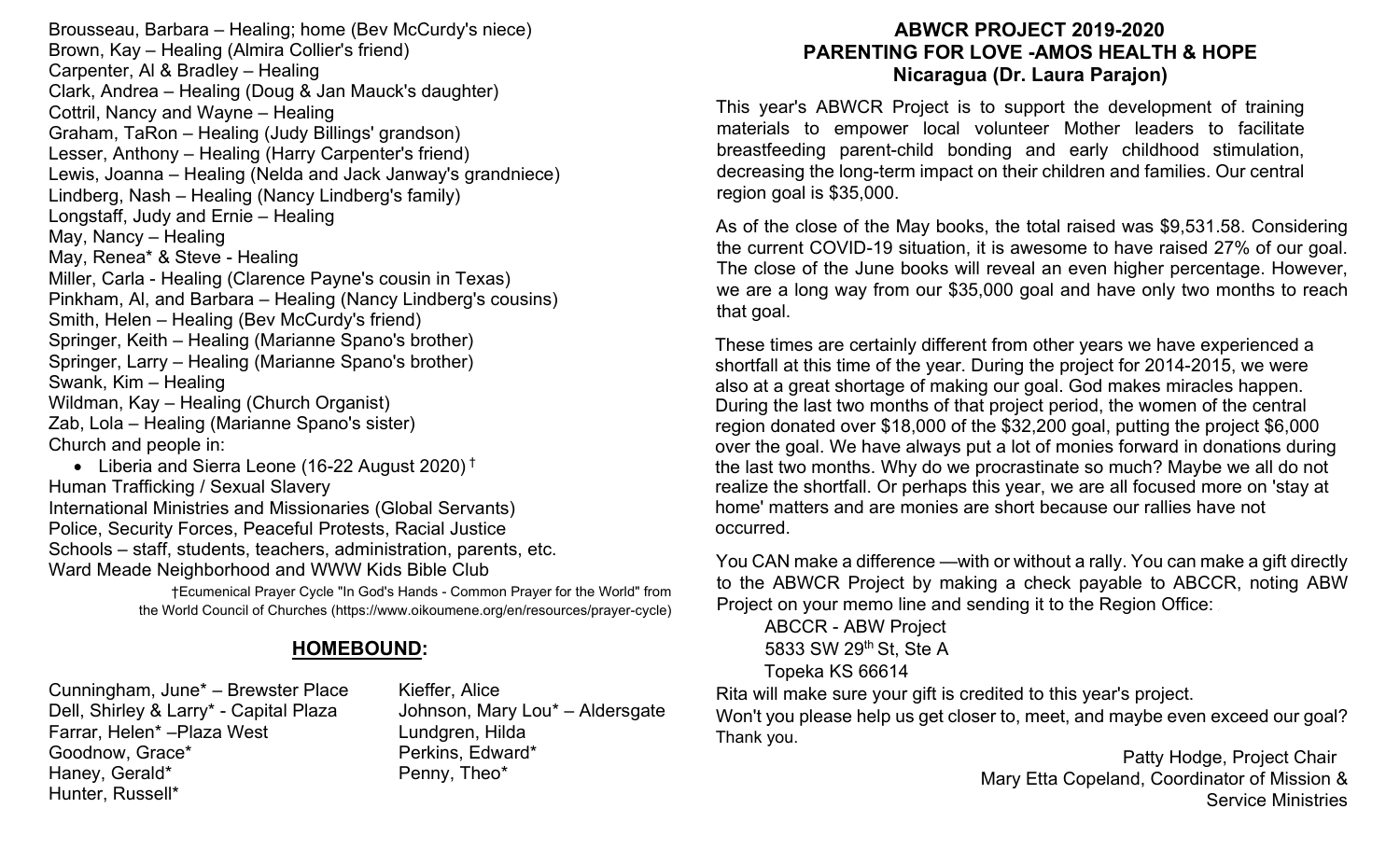Brousseau, Barbara – Healing; home (Bev McCurdy's niece)
Brown, Kay – Healing (Almira Collier's friend)
Carpenter, Al & Bradley – Healing
Clark, Andrea – Healing (Doug & Jan Mauck's daughter)
Cottril, Nancy and Wayne – Healing
Graham, TaRon – Healing (Judy Billings' grandson)
Lesser, Anthony – Healing (Harry Carpenter's friend)
Lewis, Joanna – Healing (Nelda and Jack Janway's grandniece)
Lindberg, Nash – Healing (Nancy Lindberg's family)
Longstaff, Judy and Ernie – Healing
May, Nancy – Healing
May, Renea* & Steve - Healing
Miller, Carla - Healing (Clarence Payne's cousin in Texas)
Pinkham, Al, and Barbara – Healing (Nancy Lindberg's cousins)
Smith, Helen – Healing (Bev McCurdy's friend)
Springer, Keith – Healing (Marianne Spano's brother)
Springer, Larry – Healing (Marianne Spano's brother)
Swank, Kim – Healing
Wildman, Kay – Healing (Church Organist)
Zab, Lola – Healing (Marianne Spano's sister)
Church and people in:

- Liberia and Sierra Leone (16-22 August 2020) †

Human Trafficking / Sexual Slavery
International Ministries and Missionaries (Global Servants)
Police, Security Forces, Peaceful Protests, Racial Justice
Schools – staff, students, teachers, administration, parents, etc.
Ward Meade Neighborhood and WWW Kids Bible Club

†Ecumenical Prayer Cycle "In God's Hands - Common Prayer for the World" from the World Council of Churches (https://www.oikoumene.org/en/resources/prayer-cycle)

## HOMEBOUND:

Cunningham, June* – Brewster Place
Dell, Shirley & Larry* - Capital Plaza
Farrar, Helen* –Plaza West
Goodnow, Grace*
Haney, Gerald*
Hunter, Russell*
Kieffer, Alice
Johnson, Mary Lou* – Aldersgate
Lundgren, Hilda
Perkins, Edward*
Penny, Theo*

## ABWCR PROJECT 2019-2020
## PARENTING FOR LOVE -AMOS HEALTH & HOPE
## Nicaragua (Dr. Laura Parajon)

This year's ABWCR Project is to support the development of training materials to empower local volunteer Mother leaders to facilitate breastfeeding parent-child bonding and early childhood stimulation, decreasing the long-term impact on their children and families. Our central region goal is $35,000.

As of the close of the May books, the total raised was $9,531.58. Considering the current COVID-19 situation, it is awesome to have raised 27% of our goal. The close of the June books will reveal an even higher percentage. However, we are a long way from our $35,000 goal and have only two months to reach that goal.

These times are certainly different from other years we have experienced a shortfall at this time of the year. During the project for 2014-2015, we were also at a great shortage of making our goal. God makes miracles happen. During the last two months of that project period, the women of the central region donated over $18,000 of the $32,200 goal, putting the project $6,000 over the goal. We have always put a lot of monies forward in donations during the last two months. Why do we procrastinate so much? Maybe we all do not realize the shortfall. Or perhaps this year, we are all focused more on 'stay at home' matters and are monies are short because our rallies have not occurred.

You CAN make a difference —with or without a rally. You can make a gift directly to the ABWCR Project by making a check payable to ABCCR, noting ABW Project on your memo line and sending it to the Region Office:

ABCCR - ABW Project
5833 SW 29th St, Ste A
Topeka KS 66614

Rita will make sure your gift is credited to this year's project.
Won't you please help us get closer to, meet, and maybe even exceed our goal? Thank you.

Patty Hodge, Project Chair
Mary Etta Copeland, Coordinator of Mission & Service Ministries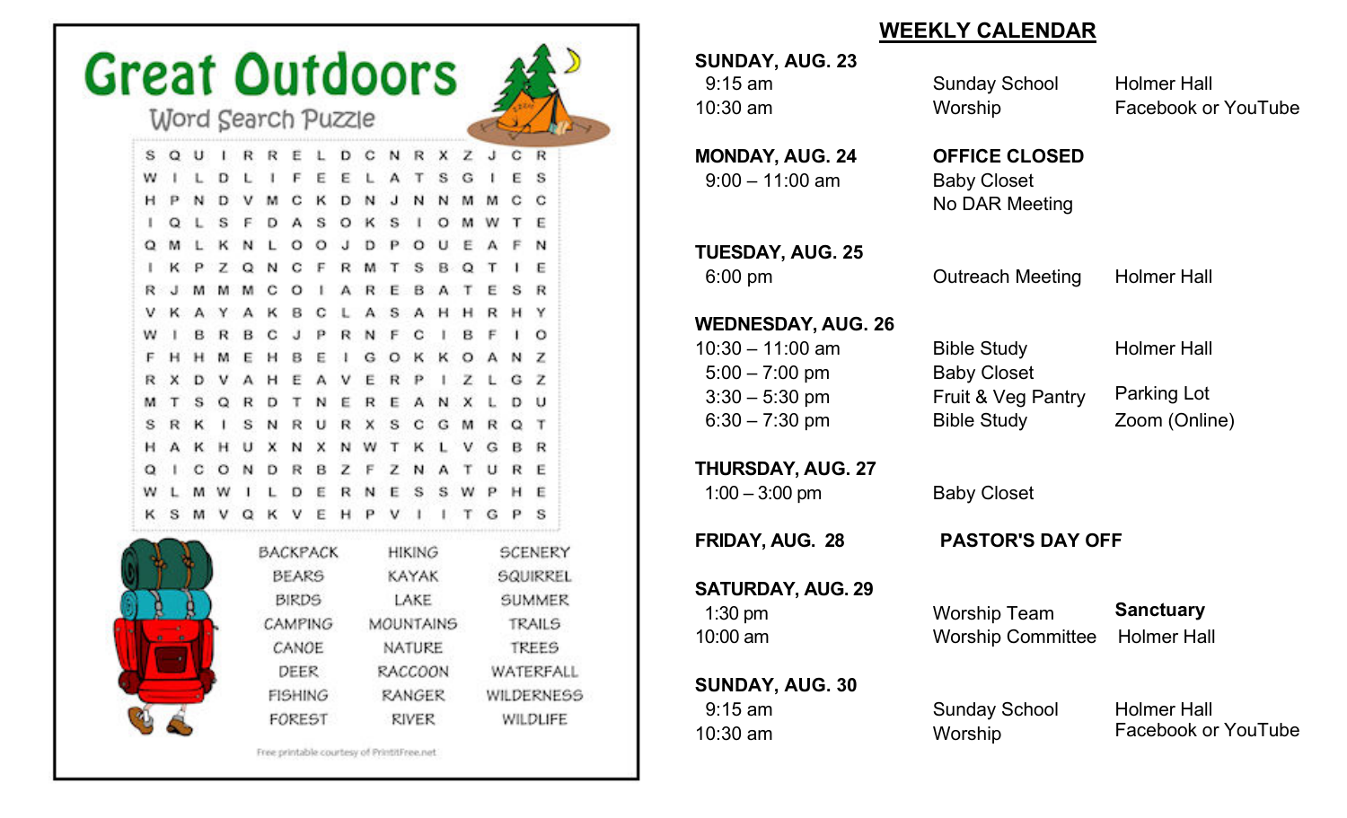# Great Outdoors

Word Search Puzzle

```
S Q U I R R E L D C N R X Z J C R
W I L D L I F E E L A T S G I E S
H P N D V M C K D N J N N M M C C
I Q L S F D A S O K S I O M W T E
Q M L K N L O O J D P O U E A F N
I K P Z Q N C F R M T S B Q T I E
R J M M M C O I A R E B A T E S R
V K A Y A K B C L A S A H H R H Y
W I B R B C J P R N F C I B F I O
F H H M E H B E I G O K K O A N Z
R X D V A H E A V E R P I Z L G Z
M T S Q R D T N E R E A N X L D U
S R K I S N R U R X S C G M R Q T
H A K H U X N X N W T K L V G B R
Q I C O N D R B Z F Z N A T U R E
W L M W I L D E R N E S S W P H E
K S M V Q K V E H P V I I T G P S
```

| | | |
|---|---|---|
| BACKPACK | HIKING | SCENERY |
| BEARS | KAYAK | SQUIRREL |
| BIRDS | LAKE | SUMMER |
| CAMPING | MOUNTAINS | TRAILS |
| CANOE | NATURE | TREES |
| DEER | RACCOON | WATERFALL |
| FISHING | RANGER | WILDERNESS |
| FOREST | RIVER | WILDLIFE |

Free printable courtesy of PrintItFree.net

## WEEKLY CALENDAR

**SUNDAY, AUG. 23**

| | | |
|---|---|---|
| 9:15 am | Sunday School | Holmer Hall |
| 10:30 am | Worship | Facebook or YouTube |

**MONDAY, AUG. 24** — **OFFICE CLOSED**

| | | |
|---|---|---|
| 9:00 – 11:00 am | Baby Closet | |
| | No DAR Meeting | |

**TUESDAY, AUG. 25**

| | | |
|---|---|---|
| 6:00 pm | Outreach Meeting | Holmer Hall |

**WEDNESDAY, AUG. 26**

| | | |
|---|---|---|
| 10:30 – 11:00 am | Bible Study | Holmer Hall |
| 5:00 – 7:00 pm | Baby Closet | |
| 3:30 – 5:30 pm | Fruit & Veg Pantry | Parking Lot |
| 6:30 – 7:30 pm | Bible Study | Zoom (Online) |

**THURSDAY, AUG. 27**

| | | |
|---|---|---|
| 1:00 – 3:00 pm | Baby Closet | |

**FRIDAY, AUG. 28** — **PASTOR'S DAY OFF**

**SATURDAY, AUG. 29**

| | | |
|---|---|---|
| 1:30 pm | Worship Team | **Sanctuary** |
| 10:00 am | Worship Committee | Holmer Hall |

**SUNDAY, AUG. 30**

| | | |
|---|---|---|
| 9:15 am | Sunday School | Holmer Hall |
| 10:30 am | Worship | Facebook or YouTube |